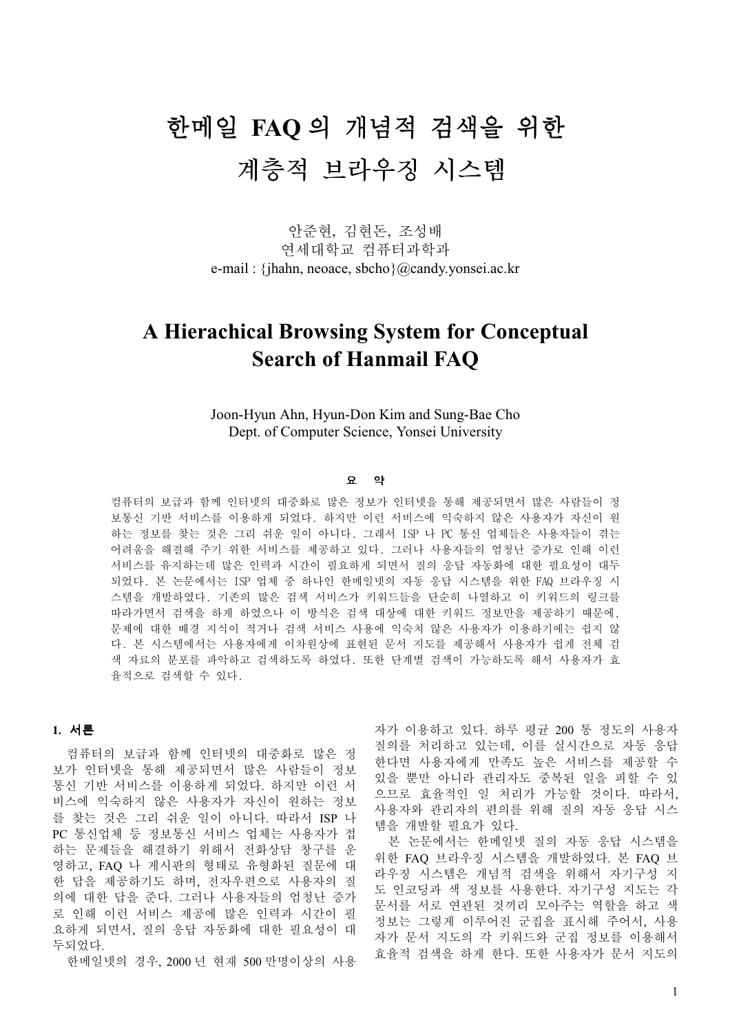# 한메일 FAQ 의 개념적 검색을 위한 계층적 브라우징 시스템

안준현, 김현돈, 조성배
연세대학교 컴퓨터과학과
e-mail : {jhahn, neoace, sbcho}@candy.yonsei.ac.kr

# A Hierachical Browsing System for Conceptual Search of Hanmail FAQ

Joon-Hyun Ahn, Hyun-Don Kim and Sung-Bae Cho
Dept. of Computer Science, Yonsei University

### 요 약

컴퓨터의 보급과 함께 인터넷의 대중화로 많은 정보가 인터넷을 통해 제공되면서 많은 사람들이 정보통신 기반 서비스를 이용하게 되었다. 하지만 이런 서비스에 익숙하지 않은 사용자가 자신이 원하는 정보를 찾는 것은 그리 쉬운 일이 아니다. 그래서 ISP 나 PC 통신 업체들은 사용자들이 겪는 어려움을 해결해 주기 위한 서비스를 제공하고 있다. 그러나 사용자들의 엄청난 증가로 인해 이런 서비스를 유지하는데 많은 인력과 시간이 필요하게 되면서 질의 응답 자동화에 대한 필요성이 대두되었다. 본 논문에서는 ISP 업체 중 하나인 한메일넷의 자동 응답 시스템을 위한 FAQ 브라우징 시스템을 개발하였다. 기존의 많은 검색 서비스가 키워드들을 단순히 나열하고 이 키워드의 링크를 따라가면서 검색을 하게 하였으나 이 방식은 검색 대상에 대한 키워드 정보만을 제공하기 때문에, 문제에 대한 배경 지식이 적거나 검색 서비스 사용에 익숙치 않은 사용자가 이용하기에는 쉽지 않다. 본 시스템에서는 사용자에게 이차원상에 표현된 문서 지도를 제공해서 사용자가 쉽게 전체 검색 자료의 분포를 파악하고 검색하도록 하였다. 또한 단계별 검색이 가능하도록 해서 사용자가 효율적으로 검색할 수 있다.

## 1. 서론

컴퓨터의 보급과 함께 인터넷의 대중화로 많은 정보가 인터넷을 통해 제공되면서 많은 사람들이 정보통신 기반 서비스를 이용하게 되었다. 하지만 이런 서비스에 익숙하지 않은 사용자가 자신이 원하는 정보를 찾는 것은 그리 쉬운 일이 아니다. 따라서 ISP 나 PC 통신업체 등 정보통신 서비스 업체는 사용자가 접하는 문제들을 해결하기 위해서 전화상담 창구를 운영하고, FAQ 나 게시판의 형태로 유형화된 질문에 대한 답을 제공하기도 하며, 전자우편으로 사용자의 질의에 대한 답을 준다. 그러나 사용자들의 엄청난 증가로 인해 이런 서비스 제공에 많은 인력과 시간이 필요하게 되면서, 질의 응답 자동화에 대한 필요성이 대두되었다.

한메일넷의 경우, 2000 년 현재 500 만명이상의 사용자가 이용하고 있다. 하루 평균 200 통 정도의 사용자 질의를 처리하고 있는데, 이를 실시간으로 자동 응답한다면 사용자에게 만족도 높은 서비스를 제공할 수 있을 뿐만 아니라 관리자도 중복된 일을 피할 수 있으므로 효율적인 일 처리가 가능할 것이다. 따라서, 사용자와 관리자의 편의를 위해 질의 자동 응답 시스템을 개발할 필요가 있다.

본 논문에서는 한메일넷 질의 자동 응답 시스템을 위한 FAQ 브라우징 시스템을 개발하였다. 본 FAQ 브라우징 시스템은 개념적 검색을 위해서 자기구성 지도 인코딩과 색 정보를 사용한다. 자기구성 지도는 각 문서를 서로 연관된 것끼리 모아주는 역할을 하고 색 정보는 그렇게 이루어진 군집을 표시해 주어서, 사용자가 문서 지도의 각 키워드와 군집 정보를 이용해서 효율적 검색을 하게 한다. 또한 사용자가 문서 지도의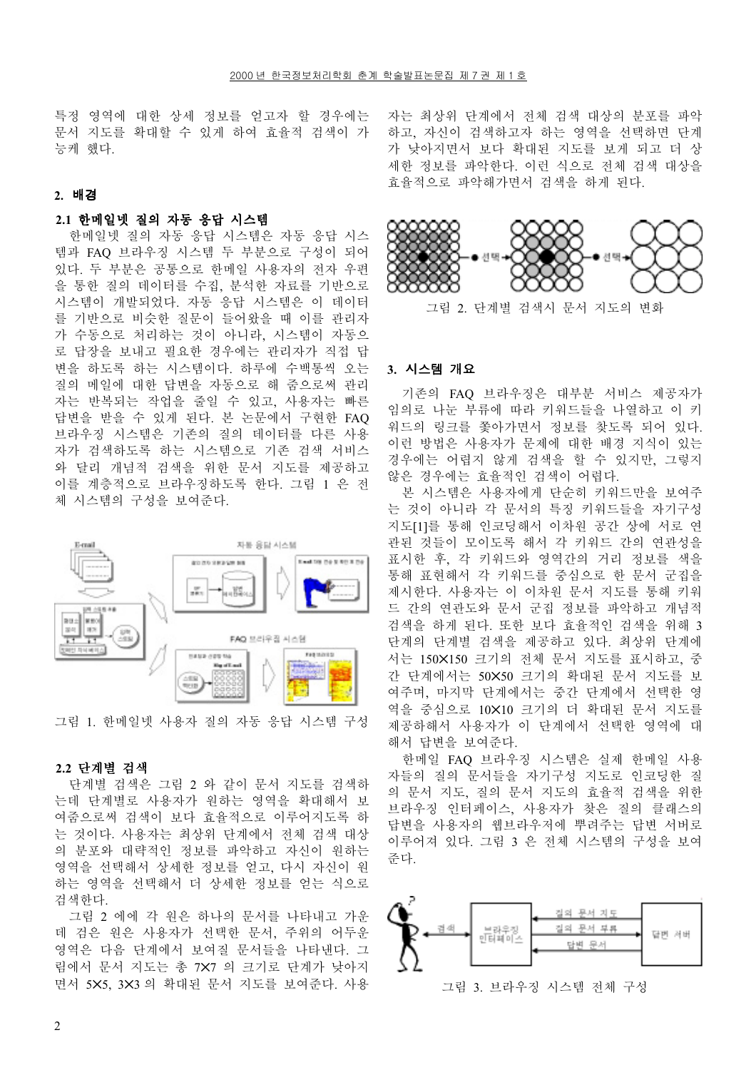특정 영역에 대한 상세 정보를 얻고자 할 경우에는 문서 지도를 확대할 수 있게 하여 효율적 검색이 가능케 했다.

## 2. 배경

### 2.1 한메일넷 질의 자동 응답 시스템

한메일넷 질의 자동 응답 시스템은 자동 응답 시스템과 FAQ 브라우징 시스템 두 부분으로 구성이 되어 있다. 두 부분은 공통으로 한메일 사용자의 전자 우편을 통한 질의 데이터를 수집, 분석한 자료를 기반으로 시스템이 개발되었다. 자동 응답 시스템은 이 데이터를 기반으로 비슷한 질문이 들어왔을 때 이를 관리자가 수동으로 처리하는 것이 아니라, 시스템이 자동으로 답장을 보내고 필요한 경우에는 관리자가 직접 답변을 하도록 하는 시스템이다. 하루에 수백통씩 오는 질의 메일에 대한 답변을 자동으로 해 줌으로써 관리자는 반복되는 작업을 줄일 수 있고, 사용자는 빠른 답변을 받을 수 있게 된다. 본 논문에서 구현한 FAQ 브라우징 시스템은 기존의 질의 데이터를 다른 사용자가 검색하도록 하는 시스템으로 기존 검색 서비스와 달리 개념적 검색을 위한 문서 지도를 제공하고 이를 계층적으로 브라우징하도록 한다. 그림 1 은 전체 시스템의 구성을 보여준다.

그림 1. 한메일넷 사용자 질의 자동 응답 시스템 구성

### 2.2 단계별 검색

단계별 검색은 그림 2 와 같이 문서 지도를 검색하는데 단계별로 사용자가 원하는 영역을 확대해서 보여줌으로써 검색이 보다 효율적으로 이루어지도록 하는 것이다. 사용자는 최상위 단계에서 전체 검색 대상의 분포와 대략적인 정보를 파악하고 자신이 원하는 영역을 선택해서 상세한 정보를 얻고, 다시 자신이 원하는 영역을 선택해서 더 상세한 정보를 얻는 식으로 검색한다.

그림 2 에 각 원은 하나의 문서를 나타내고 가운데 검은 원은 사용자가 선택한 문서, 주위의 어두운 영역은 다음 단계에서 보여질 문서들을 나타낸다. 그림에서 문서 지도는 총 7X7 의 크기로 단계가 낮아지면서 5X5, 3X3 의 확대된 문서 지도를 보여준다. 사용자는 최상위 단계에서 전체 검색 대상의 분포를 파악하고, 자신이 검색하고자 하는 영역을 선택하면 단계가 낮아지면서 보다 확대된 지도를 보게 되고 더 상세한 정보를 파악한다. 이런 식으로 전체 검색 대상을 효율적으로 파악해가면서 검색을 하게 된다.

그림 2. 단계별 검색시 문서 지도의 변화

## 3. 시스템 개요

기존의 FAQ 브라우징은 대부분 서비스 제공자가 임의로 나눈 부류에 따라 키워드들을 나열하고 이 키워드의 링크를 쫓아가면서 정보를 찾도록 되어 있다. 이런 방법은 사용자가 문제에 대한 배경 지식이 있는 경우에는 어렵지 않게 검색을 할 수 있지만, 그렇지 않은 경우에는 효율적인 검색이 어렵다.

본 시스템은 사용자에게 단순히 키워드만을 보여주는 것이 아니라 각 문서의 특징 키워드들을 자기구성 지도[1]를 통해 인코딩해서 이차원 공간 상에 서로 연관된 것들이 모이도록 해서 각 키워드 간의 연관성을 표시한 후, 각 키워드와 영역간의 거리 정보를 색을 통해 표현해서 각 키워드를 중심으로 한 문서 군집을 제시한다. 사용자는 이 이차원 문서 지도를 통해 키워드 간의 연관도와 문서 군집 정보를 파악하고 개념적 검색을 하게 된다. 또한 보다 효율적인 검색을 위해 3 단계의 단계별 검색을 제공하고 있다. 최상위 단계에서는 150X150 크기의 전체 문서 지도를 표시하고, 중간 단계에서는 50X50 크기의 확대된 문서 지도를 보여주며, 마지막 단계에서는 중간 단계에서 선택한 영역을 중심으로 10X10 크기의 더 확대된 문서 지도를 제공하해서 사용자가 이 단계에서 선택한 영역에 대해서 답변을 보여준다.

한메일 FAQ 브라우징 시스템은 실제 한메일 사용자들의 질의 문서들을 자기구성 지도로 인코딩한 질의 문서 지도, 질의 문서 지도의 효율적 검색을 위한 브라우징 인터페이스, 사용자가 찾은 질의 클래스의 답변을 사용자의 웹브라우저에 뿌려주는 답변 서버로 이루어져 있다. 그림 3 은 전체 시스템의 구성을 보여준다.

그림 3. 브라우징 시스템 전체 구성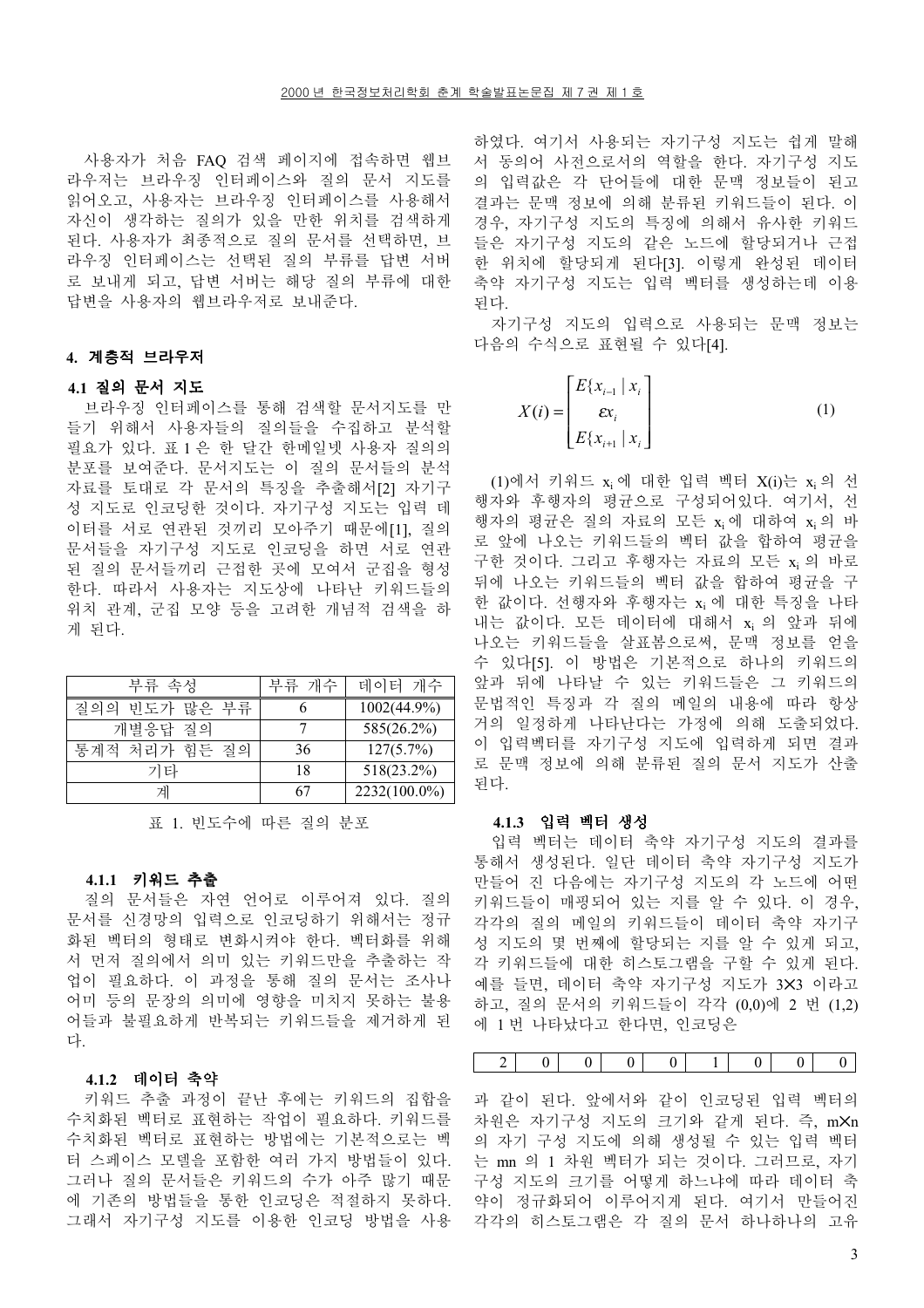사용자가 처음 FAQ 검색 페이지에 접속하면 웹브라우저는 브라우징 인터페이스와 질의 문서 지도를 읽어오고, 사용자는 브라우징 인터페이스를 사용해서 자신이 생각하는 질의가 있을 만한 위치를 검색하게 된다. 사용자가 최종적으로 질의 문서를 선택하면, 브라우징 인터페이스는 선택된 질의 부류를 답변 서버로 보내게 되고, 답변 서버는 해당 질의 부류에 대한 답변을 사용자의 웹브라우저로 보내준다.

## 4. 계층적 브라우저

### 4.1 질의 문서 지도

브라우징 인터페이스를 통해 검색할 문서지도를 만들기 위해서 사용자들의 질의들을 수집하고 분석할 필요가 있다. 표 1 은 한 달간 한메일넷 사용자 질의의 분포를 보여준다. 문서지도는 이 질의 문서들의 분석 자료를 토대로 각 문서의 특징을 추출해서[2] 자기구성 지도로 인코딩한 것이다. 자기구성 지도는 입력 데이터를 서로 연관된 것끼리 모아주기 때문에[1], 질의 문서들을 자기구성 지도로 인코딩을 하면 서로 연관된 질의 문서들끼리 근접한 곳에 모여서 군집을 형성한다. 따라서 사용자는 지도상에 나타난 키워드들의 위치 관계, 군집 모양 등을 고려한 개념적 검색을 하게 된다.

| 부류 속성 | 부류 개수 | 데이터 개수 |
|---|---|---|
| 질의의 빈도가 많은 부류 | 6 | 1002(44.9%) |
| 개별응답 질의 | 7 | 585(26.2%) |
| 통계적 처리가 힘든 질의 | 36 | 127(5.7%) |
| 기타 | 18 | 518(23.2%) |
| 계 | 67 | 2232(100.0%) |

표 1. 빈도수에 따른 질의 분포

#### 4.1.1 키워드 추출

질의 문서들은 자연 언어로 이루어져 있다. 질의 문서를 신경망의 입력으로 인코딩하기 위해서는 정규화된 벡터의 형태로 변화시켜야 한다. 벡터화를 위해서 먼저 질의에서 의미 있는 키워드만을 추출하는 작업이 필요하다. 이 과정을 통해 질의 문서는 조사나 어미 등의 문장의 의미에 영향을 미치지 못하는 불용어들과 불필요하게 반복되는 키워드들을 제거하게 된다.

#### 4.1.2 데이터 축약

키워드 추출 과정이 끝난 후에는 키워드의 집합을 수치화된 벡터로 표현하는 작업이 필요하다. 키워드를 수치화된 벡터로 표현하는 방법에는 기본적으로는 벡터 스페이스 모델을 포함한 여러 가지 방법들이 있다. 그러나 질의 문서들은 키워드의 수가 아주 많기 때문에 기존의 방법들을 통한 인코딩은 적절하지 못하다. 그래서 자기구성 지도를 이용한 인코딩 방법을 사용하였다. 여기서 사용되는 자기구성 지도는 쉽게 말해서 동의어 사전으로서의 역할을 한다. 자기구성 지도의 입력값은 각 단어들에 대한 문맥 정보들이 되고 결과는 문맥 정보에 의해 분류된 키워드들이 된다. 이 경우, 자기구성 지도의 특징에 의해서 유사한 키워드들은 자기구성 지도의 같은 노드에 할당되거나 근접한 위치에 할당되게 된다[3]. 이렇게 완성된 데이터 축약 자기구성 지도는 입력 벡터를 생성하는데 이용된다.

자기구성 지도의 입력으로 사용되는 문맥 정보는 다음의 수식으로 표현될 수 있다[4].

$$X(i) = \begin{bmatrix} E\{x_{i-1} \mid x_i \\ \varepsilon x_i \\ E\{x_{i+1} \mid x_i \end{bmatrix} \tag{1}$$

(1)에서 키워드 $x_i$ 에 대한 입력 벡터 X(i)는 $x_i$ 의 선행자와 후행자의 평균으로 구성되어있다. 여기서, 선행자의 평균은 질의 자료의 모든 $x_i$ 에 대하여 $x_i$ 의 바로 앞에 나오는 키워드들의 벡터 값을 합하여 평균을 구한 것이다. 그리고 후행자는 자료의 모든 $x_i$ 의 바로 뒤에 나오는 키워드들의 벡터 값을 합하여 평균을 구한 값이다. 선행자와 후행자는 $x_i$ 에 대한 특징을 나타내는 값이다. 모든 데이터에 대해서 $x_i$ 의 앞과 뒤에 나오는 키워드들을 살펴봄으로써, 문맥 정보를 얻을 수 있다[5]. 이 방법은 기본적으로 하나의 키워드의 앞과 뒤에 나타날 수 있는 키워드들은 그 키워드의 문법적인 특징과 각 질의 메일의 내용에 따라 항상 거의 일정하게 나타난다는 가정에 의해 도출되었다. 이 입력벡터를 자기구성 지도에 입력하게 되면 결과로 문맥 정보에 의해 분류된 질의 문서 지도가 산출된다.

#### 4.1.3 입력 벡터 생성

입력 벡터는 데이터 축약 자기구성 지도의 결과를 통해서 생성된다. 일단 데이터 축약 자기구성 지도가 만들어 진 다음에는 자기구성 지도의 각 노드에 어떤 키워드들이 매핑되어 있는 지를 알 수 있다. 이 경우, 각각의 질의 메일의 키워드들이 데이터 축약 자기구성 지도의 몇 번째에 할당되는 지를 알 수 있게 되고, 각 키워드들에 대한 히스토그램을 구할 수 있게 된다. 예를 들면, 데이터 축약 자기구성 지도가 3×3 이라고 하고, 질의 문서의 키워드들이 각각 (0,0)에 2 번 (1,2)에 1 번 나타났다고 한다면, 인코딩은

| 2 | 0 | 0 | 0 | 0 | 1 | 0 | 0 | 0 |
|---|---|---|---|---|---|---|---|---|

과 같이 된다. 앞에서와 같이 인코딩된 입력 벡터의 차원은 자기구성 지도의 크기와 같게 된다. 즉, m×n 의 자기 구성 지도에 의해 생성될 수 있는 입력 벡터는 mn 의 1 차원 벡터가 되는 것이다. 그러므로, 자기구성 지도의 크기를 어떻게 하느냐에 따라 데이터 축약이 정규화되어 이루어지게 된다. 여기서 만들어진 각각의 히스토그램은 각 질의 문서 하나하나의 고유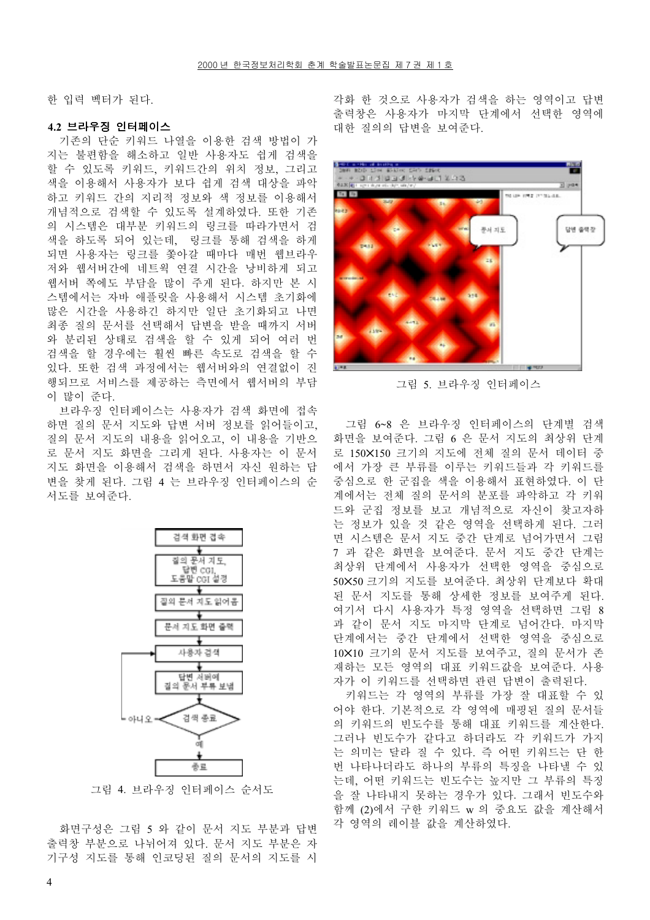한 입력 벡터가 된다.

### 4.2 브라우징 인터페이스

기존의 단순 키워드 나열을 이용한 검색 방법이 가지는 불편함을 해소하고 일반 사용자도 쉽게 검색을 할 수 있도록 키워드, 키워드간의 위치 정보, 그리고 색을 이용해서 사용자가 보다 쉽게 검색 대상을 파악하고 키워드 간의 지리적 정보와 색 정보를 이용해서 개념적으로 검색할 수 있도록 설계하였다. 또한 기존의 시스템은 대부분 키워드의 링크를 따라가면서 검색을 하도록 되어 있는데, 링크를 통해 검색을 하게 되면 사용자는 링크를 좇아갈 때마다 매번 웹브라우저와 웹서버간에 네트웍 연결 시간을 낭비하게 되고 웹서버 쪽에도 부담을 많이 주게 된다. 하지만 본 시스템에서는 자바 애플릿을 사용해서 시스템 초기화에 많은 시간을 사용하긴 하지만 일단 초기화되고 나면 최종 질의 문서를 선택해서 답변을 받을 때까지 서버와 분리된 상태로 검색을 할 수 있게 되어 여러 번 검색을 할 경우에는 훨씬 빠른 속도로 검색을 할 수 있다. 또한 검색 과정에서는 웹서버와의 연결없이 진행되므로 서비스를 제공하는 측면에서 웹서버의 부담이 많이 준다.

브라우징 인터페이스는 사용자가 검색 화면에 접속하면 질의 문서 지도와 답변 서버 정보를 읽어들이고, 질의 문서 지도의 내용을 읽어오고, 이 내용을 기반으로 문서 지도 화면을 그리게 된다. 사용자는 이 문서 지도 화면을 이용해서 검색을 하면서 자신 원하는 답변을 찾게 된다. 그림 4 는 브라우징 인터페이스의 순서도를 보여준다.

그림 4. 브라우징 인터페이스 순서도

화면구성은 그림 5 와 같이 문서 지도 부분과 답변 출력창 부분으로 나뉘어져 있다. 문서 지도 부분은 자기구성 지도를 통해 인코딩된 질의 문서의 지도를 시각화 한 것으로 사용자가 검색을 하는 영역이고 답변 출력창은 사용자가 마지막 단계에서 선택한 영역에 대한 질의의 답변을 보여준다.

그림 5. 브라우징 인터페이스

그림 6~8 은 브라우징 인터페이스의 단계별 검색 화면을 보여준다. 그림 6 은 문서 지도의 최상위 단계로 150×150 크기의 지도에 전체 질의 문서 데이터 중에서 가장 큰 부류를 이루는 키워드들과 각 키워드를 중심으로 한 군집을 색을 이용해서 표현하였다. 이 단계에서는 전체 질의 문서의 분포를 파악하고 각 키워드와 군집 정보를 보고 개념적으로 자신이 찾고자하는 정보가 있을 것 같은 영역을 선택하게 된다. 그러면 시스템은 문서 지도 중간 단계로 넘어가면서 그림 7 과 같은 화면을 보여준다. 문서 지도 중간 단계는 최상위 단계에서 사용자가 선택한 영역을 중심으로 50×50 크기의 지도를 보여준다. 최상위 단계보다 확대된 문서 지도를 통해 상세한 정보를 보여주게 된다. 여기서 다시 사용자가 특정 영역을 선택하면 그림 8 과 같이 문서 지도 마지막 단계로 넘어간다. 마지막 단계에서는 중간 단계에서 선택한 영역을 중심으로 10×10 크기의 문서 지도를 보여주고, 질의 문서가 존재하는 모든 영역의 대표 키워드값을 보여준다. 사용자가 이 키워드를 선택하면 관련 답변이 출력된다.

키워드는 각 영역의 부류를 가장 잘 대표할 수 있어야 한다. 기본적으로 각 영역에 매핑된 질의 문서들의 키워드의 빈도수를 통해 대표 키워드를 계산한다. 그러나 빈도수가 같다고 하더라도 각 키워드가 가지는 의미는 달라 질 수 있다. 즉 어떤 키워드는 단 한번 나타나더라도 하나의 부류의 특징을 나타낼 수 있는데, 어떤 키워드는 빈도수는 높지만 그 부류의 특징을 잘 나타내지 못하는 경우가 있다. 그래서 빈도수와 함께 (2)에서 구한 키워드 w 의 중요도 값을 계산해서 각 영역의 레이블 값을 계산하였다.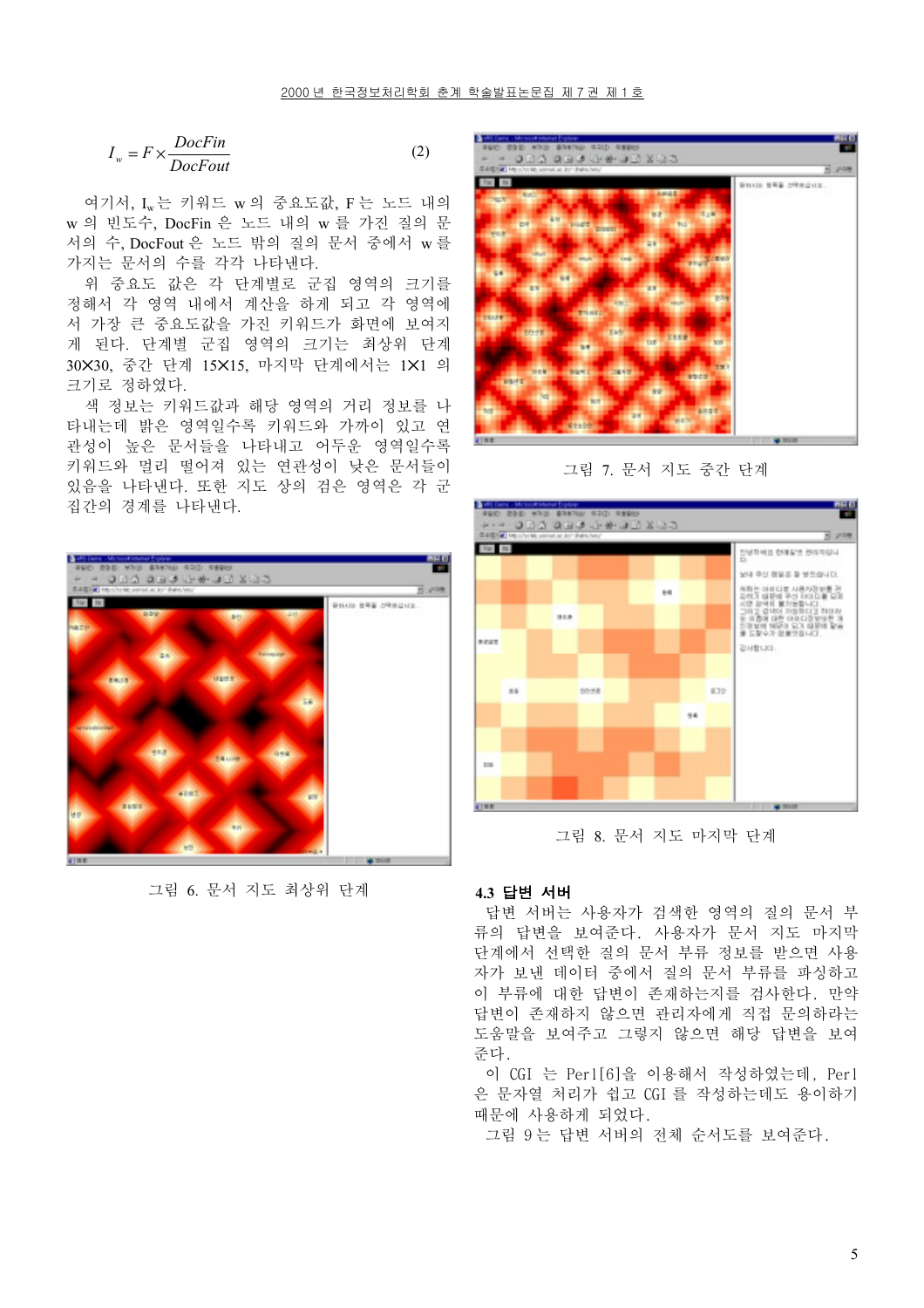$$I_w = F \times \frac{DocFin}{DocFout} \qquad (2)$$

여기서, $I_w$는 키워드 w의 중요도값, F는 노드 내의 w의 빈도수, DocFin은 노드 내의 w를 가진 질의 문서의 수, DocFout은 노드 밖의 질의 문서 중에서 w를 가지는 문서의 수를 각각 나타낸다.

위 중요도 값은 각 단계별로 군집 영역의 크기를 정해서 각 영역 내에서 계산을 하게 되고 각 영역에서 가장 큰 중요도값을 가진 키워드가 화면에 보여지게 된다. 단계별 군집 영역의 크기는 최상위 단계 30X30, 중간 단계 15X15, 마지막 단계에서는 1X1 의 크기로 정하였다.

색 정보는 키워드값과 해당 영역의 거리 정보를 나타내는데 밝은 영역일수록 키워드와 가까이 있고 연관성이 높은 문서들을 나타내고 어두운 영역일수록 키워드와 멀리 떨어져 있는 연관성이 낮은 문서들이 있음을 나타낸다. 또한 지도 상의 검은 영역은 각 군집간의 경계를 나타낸다.

그림 6. 문서 지도 최상위 단계

그림 7. 문서 지도 중간 단계

그림 8. 문서 지도 마지막 단계

### 4.3 답변 서버

답변 서버는 사용자가 검색한 영역의 질의 문서 부류의 답변을 보여준다. 사용자가 문서 지도 마지막 단계에서 선택한 질의 문서 부류 정보를 받으면 사용자가 보낸 데이터 중에서 질의 문서 부류를 파싱하고 이 부류에 대한 답변이 존재하는지를 검사한다. 만약 답변이 존재하지 않으면 관리자에게 직접 문의하라는 도움말을 보여주고 그렇지 않으면 해당 답변을 보여준다.

이 CGI 는 Perl[6]을 이용해서 작성하였는데, Perl은 문자열 처리가 쉽고 CGI 를 작성하는데도 용이하기 때문에 사용하게 되었다.

그림 9는 답변 서버의 전체 순서도를 보여준다.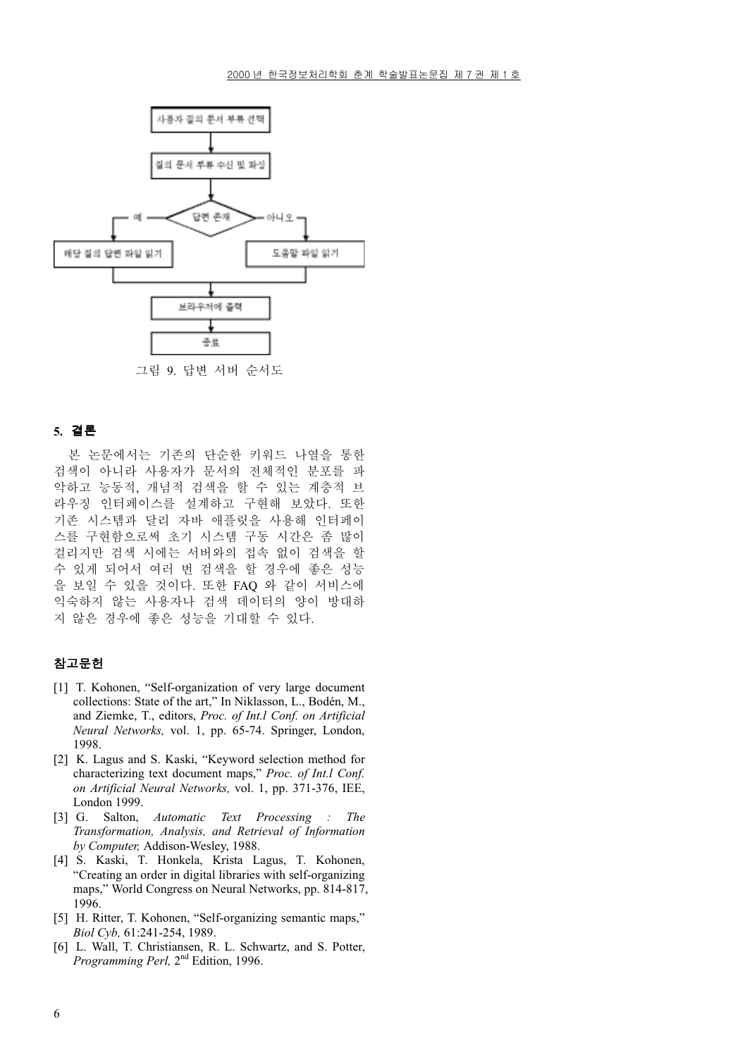사용자 질의 문서 부류 선택

질의 문서 부류 수신 및 파싱

답변 존재

예

아니오

해당 질의 답변 파일 읽기

도움말 파일 읽기

브라우저에 출력

종료

그림 9. 답변 서버 순서도

## 5. 결론

본 논문에서는 기존의 단순한 키워드 나열을 통한 검색이 아니라 사용자가 문서의 전체적인 분포를 파악하고 능동적, 개념적 검색을 할 수 있는 계층적 브라우징 인터페이스를 설계하고 구현해 보았다. 또한 기존 시스템과 달리 자바 애플릿을 사용해 인터페이스를 구현함으로써 초기 시스템 구동 시간은 좀 많이 걸리지만 검색 시에는 서버와의 접속 없이 검색을 할 수 있게 되어서 여러 번 검색을 할 경우에 좋은 성능을 보일 수 있을 것이다. 또한 FAQ 와 같이 서비스에 익숙하지 않는 사용자나 검색 데이터의 양이 방대하지 않은 경우에 좋은 성능을 기대할 수 있다.

## 참고문헌

[1] T. Kohonen, "Self-organization of very large document collections: State of the art," In Niklasson, L., Bodén, M., and Ziemke, T., editors, *Proc. of Int.l Conf. on Artificial Neural Networks,* vol. 1, pp. 65-74. Springer, London, 1998.

[2] K. Lagus and S. Kaski, "Keyword selection method for characterizing text document maps," *Proc. of Int.l Conf. on Artificial Neural Networks,* vol. 1, pp. 371-376, IEE, London 1999.

[3] G. Salton, *Automatic Text Processing : The Transformation, Analysis, and Retrieval of Information by Computer,* Addison-Wesley, 1988.

[4] S. Kaski, T. Honkela, Krista Lagus, T. Kohonen, "Creating an order in digital libraries with self-organizing maps," World Congress on Neural Networks, pp. 814-817, 1996.

[5] H. Ritter, T. Kohonen, "Self-organizing semantic maps," *Biol Cyb,* 61:241-254, 1989.

[6] L. Wall, T. Christiansen, R. L. Schwartz, and S. Potter, *Programming Perl,* 2nd Edition, 1996.